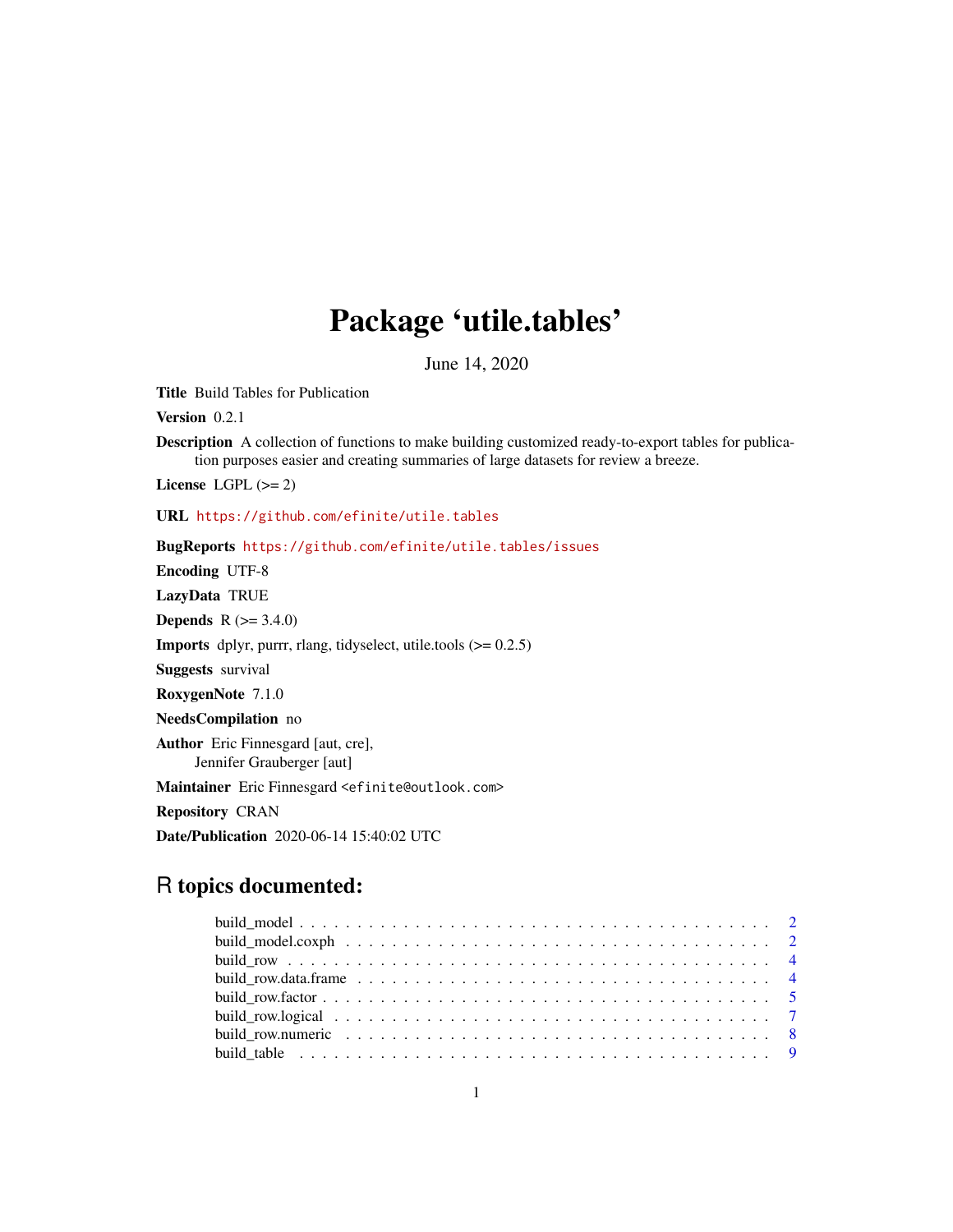# Package 'utile.tables'

June 14, 2020

**Title** Build Tables for Publication

**Version** 0.2.1

**Description** A collection of functions to make building customized ready-to-export tables for publication purposes easier and creating summaries of large datasets for review a breeze.

**License** LGPL (>= 2)

**URL** https://github.com/efinite/utile.tables

**BugReports** https://github.com/efinite/utile.tables/issues

**Encoding** UTF-8

**LazyData** TRUE

**Depends** R (>= 3.4.0)

**Imports** dplyr, purrr, rlang, tidyselect, utile.tools (>= 0.2.5)

**Suggests** survival

**RoxygenNote** 7.1.0

**NeedsCompilation** no

**Author** Eric Finnesgard [aut, cre],
Jennifer Grauberger [aut]

**Maintainer** Eric Finnesgard <efinite@outlook.com>

**Repository** CRAN

**Date/Publication** 2020-06-14 15:40:02 UTC

## R topics documented:

- build_model . . . . . . . . . . . . . . . . . . . . . . . . . . . . . . . . . . . . . . 2
- build_model.coxph . . . . . . . . . . . . . . . . . . . . . . . . . . . . . . . . . . . 2
- build_row . . . . . . . . . . . . . . . . . . . . . . . . . . . . . . . . . . . . . . . 4
- build_row.data.frame . . . . . . . . . . . . . . . . . . . . . . . . . . . . . . . . . 4
- build_row.factor . . . . . . . . . . . . . . . . . . . . . . . . . . . . . . . . . . . 5
- build_row.logical . . . . . . . . . . . . . . . . . . . . . . . . . . . . . . . . . . 7
- build_row.numeric . . . . . . . . . . . . . . . . . . . . . . . . . . . . . . . . . . 8
- build_table . . . . . . . . . . . . . . . . . . . . . . . . . . . . . . . . . . . . . . 9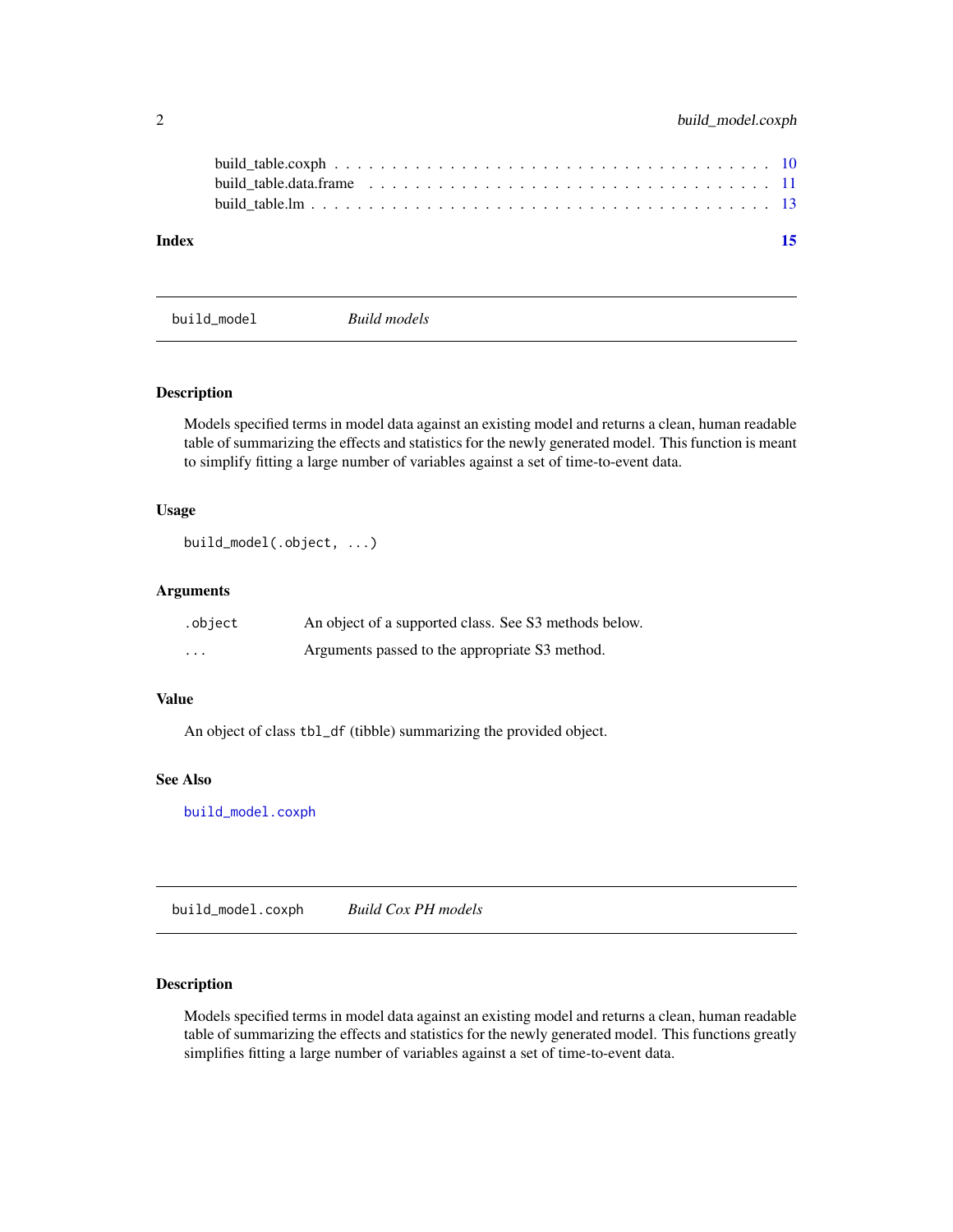build_table.coxph . . . . . . . . . . . . . . . . . . . . . . . . . . . . . . . . . . . 10
build_table.data.frame . . . . . . . . . . . . . . . . . . . . . . . . . . . . . . . . . 11
build_table.lm . . . . . . . . . . . . . . . . . . . . . . . . . . . . . . . . . . . . . 13

**Index** **15**

---

## `build_model` *Build models*

### Description

Models specified terms in model data against an existing model and returns a clean, human readable table of summarizing the effects and statistics for the newly generated model. This function is meant to simplify fitting a large number of variables against a set of time-to-event data.

### Usage

```
build_model(.object, ...)
```

### Arguments

| | |
|---|---|
| `.object` | An object of a supported class. See S3 methods below. |
| `...` | Arguments passed to the appropriate S3 method. |

### Value

An object of class `tbl_df` (tibble) summarizing the provided object.

### See Also

`build_model.coxph`

---

## `build_model.coxph` *Build Cox PH models*

### Description

Models specified terms in model data against an existing model and returns a clean, human readable table of summarizing the effects and statistics for the newly generated model. This functions greatly simplifies fitting a large number of variables against a set of time-to-event data.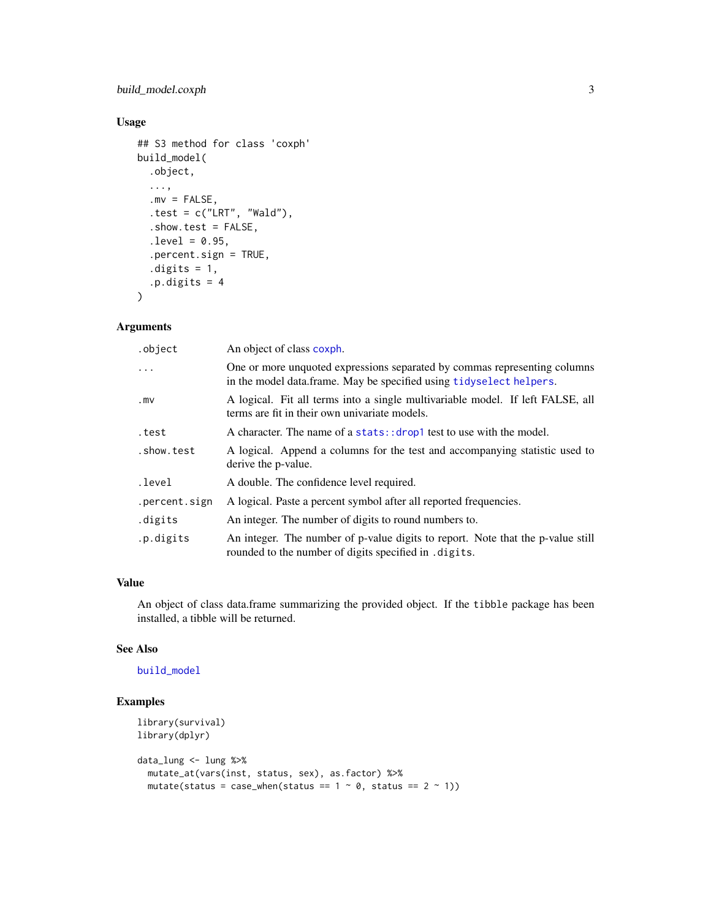### Usage

```
## S3 method for class 'coxph'
build_model(
  .object,
  ...,
  .mv = FALSE,
  .test = c("LRT", "Wald"),
  .show.test = FALSE,
  .level = 0.95,
  .percent.sign = TRUE,
  .digits = 1,
  .p.digits = 4
)
```

### Arguments

| | |
|---|---|
| `.object` | An object of class `coxph`. |
| `...` | One or more unquoted expressions separated by commas representing columns in the model data.frame. May be specified using `tidyselect helpers`. |
| `.mv` | A logical. Fit all terms into a single multivariable model. If left FALSE, all terms are fit in their own univariate models. |
| `.test` | A character. The name of a `stats::drop1` test to use with the model. |
| `.show.test` | A logical. Append a columns for the test and accompanying statistic used to derive the p-value. |
| `.level` | A double. The confidence level required. |
| `.percent.sign` | A logical. Paste a percent symbol after all reported frequencies. |
| `.digits` | An integer. The number of digits to round numbers to. |
| `.p.digits` | An integer. The number of p-value digits to report. Note that the p-value still rounded to the number of digits specified in `.digits`. |

### Value

An object of class data.frame summarizing the provided object. If the `tibble` package has been installed, a tibble will be returned.

### See Also

`build_model`

### Examples

```
library(survival)
library(dplyr)

data_lung <- lung %>%
  mutate_at(vars(inst, status, sex), as.factor) %>%
  mutate(status = case_when(status == 1 ~ 0, status == 2 ~ 1))
```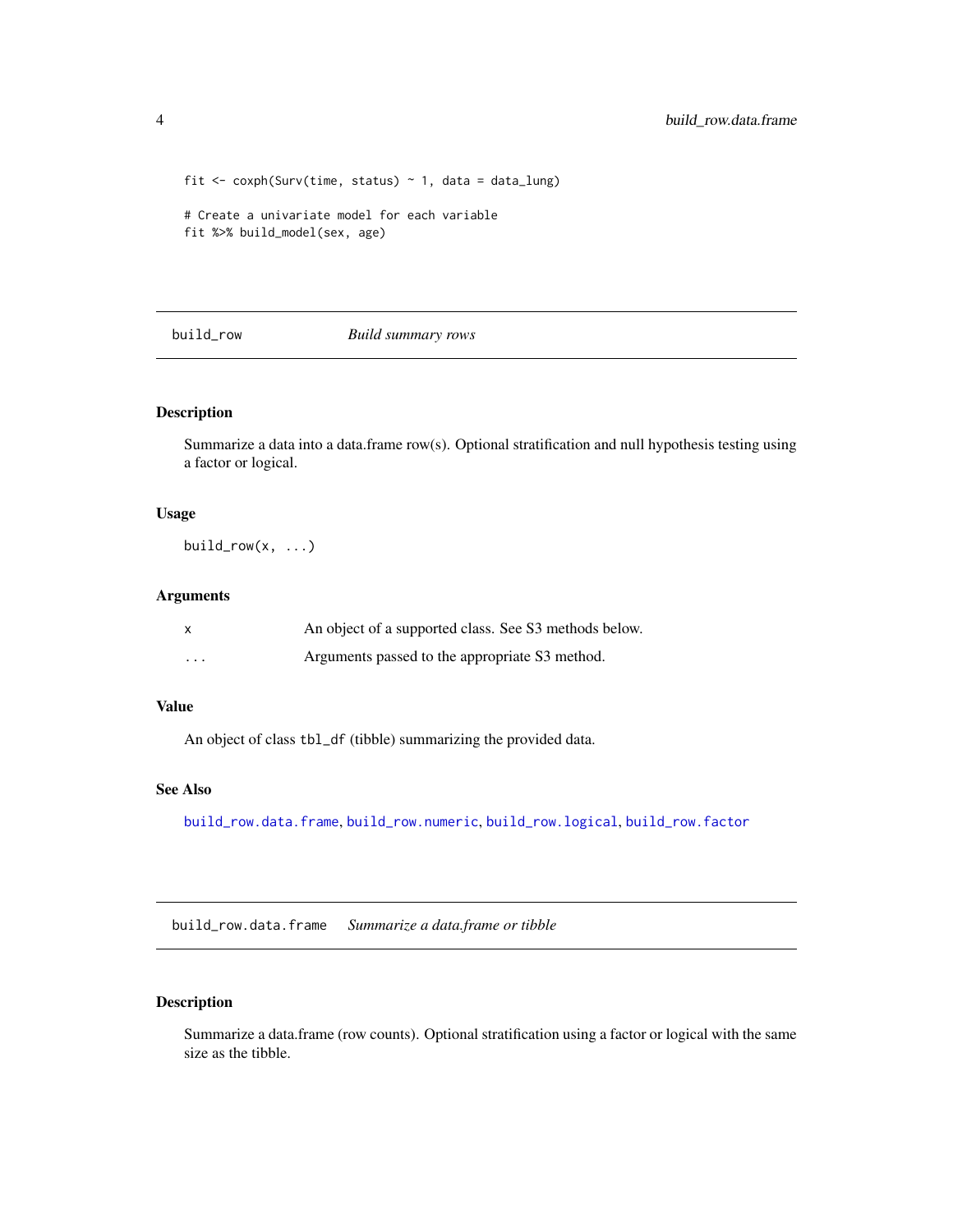```
fit <- coxph(Surv(time, status) ~ 1, data = data_lung)

# Create a univariate model for each variable
fit %>% build_model(sex, age)
```

## build_row — *Build summary rows*

### Description

Summarize a data into a data.frame row(s). Optional stratification and null hypothesis testing using a factor or logical.

### Usage

```
build_row(x, ...)
```

### Arguments

| | |
|---|---|
| `x` | An object of a supported class. See S3 methods below. |
| `...` | Arguments passed to the appropriate S3 method. |

### Value

An object of class `tbl_df` (tibble) summarizing the provided data.

### See Also

`build_row.data.frame`, `build_row.numeric`, `build_row.logical`, `build_row.factor`

## build_row.data.frame — *Summarize a data.frame or tibble*

### Description

Summarize a data.frame (row counts). Optional stratification using a factor or logical with the same size as the tibble.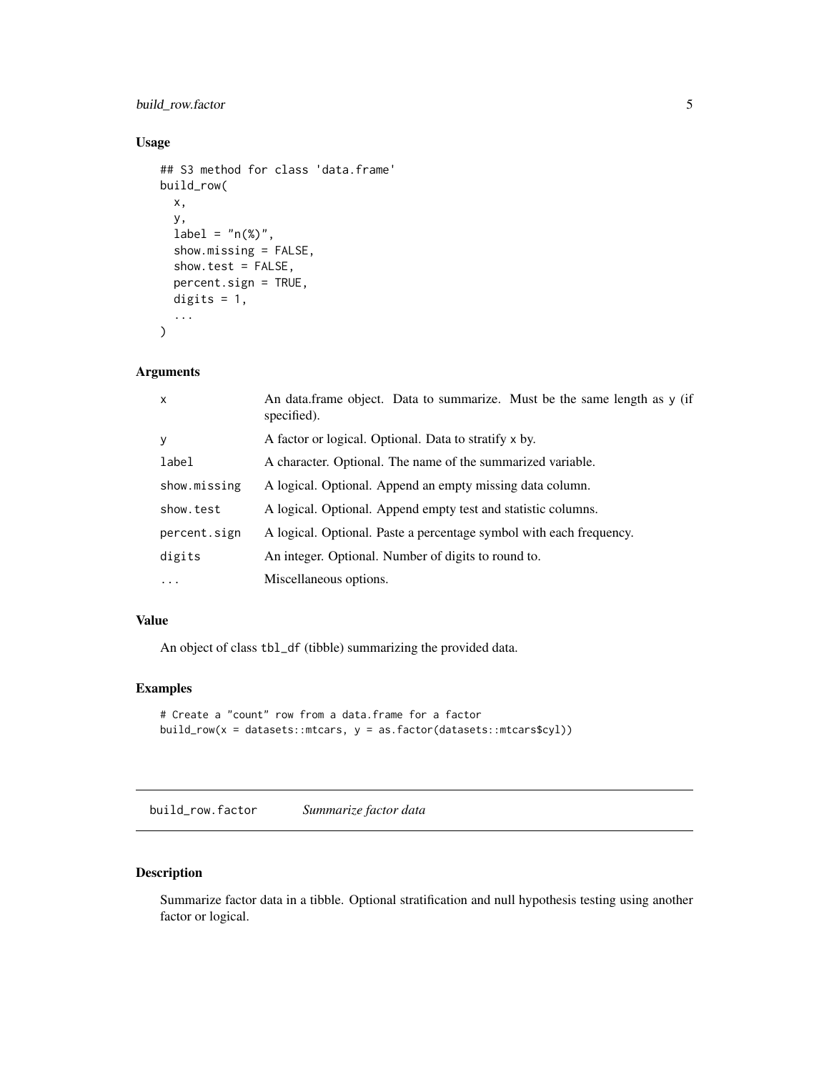## Usage

```
## S3 method for class 'data.frame'
build_row(
  x,
  y,
  label = "n(%)",
  show.missing = FALSE,
  show.test = FALSE,
  percent.sign = TRUE,
  digits = 1,
  ...
)
```

## Arguments

| | |
|---|---|
| x | An data.frame object. Data to summarize. Must be the same length as y (if specified). |
| y | A factor or logical. Optional. Data to stratify x by. |
| label | A character. Optional. The name of the summarized variable. |
| show.missing | A logical. Optional. Append an empty missing data column. |
| show.test | A logical. Optional. Append empty test and statistic columns. |
| percent.sign | A logical. Optional. Paste a percentage symbol with each frequency. |
| digits | An integer. Optional. Number of digits to round to. |
| ... | Miscellaneous options. |

## Value

An object of class tbl_df (tibble) summarizing the provided data.

## Examples

```
# Create a "count" row from a data.frame for a factor
build_row(x = datasets::mtcars, y = as.factor(datasets::mtcars$cyl))
```

---

# build_row.factor    *Summarize factor data*

## Description

Summarize factor data in a tibble. Optional stratification and null hypothesis testing using another factor or logical.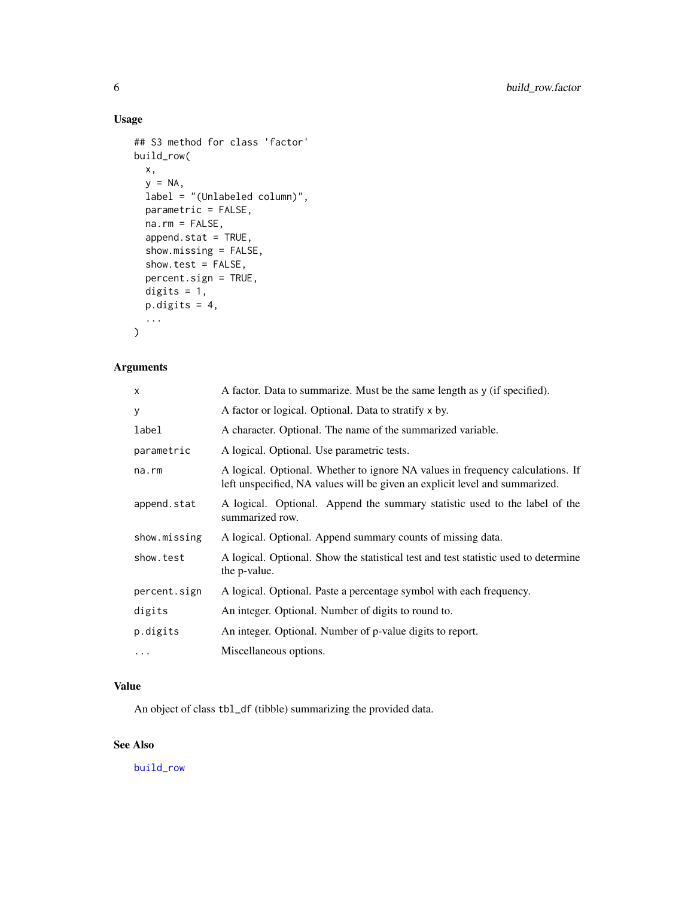## Usage

```
## S3 method for class 'factor'
build_row(
  x,
  y = NA,
  label = "(Unlabeled column)",
  parametric = FALSE,
  na.rm = FALSE,
  append.stat = TRUE,
  show.missing = FALSE,
  show.test = FALSE,
  percent.sign = TRUE,
  digits = 1,
  p.digits = 4,
  ...
)
```

## Arguments

| | |
|---|---|
| x | A factor. Data to summarize. Must be the same length as y (if specified). |
| y | A factor or logical. Optional. Data to stratify x by. |
| label | A character. Optional. The name of the summarized variable. |
| parametric | A logical. Optional. Use parametric tests. |
| na.rm | A logical. Optional. Whether to ignore NA values in frequency calculations. If left unspecified, NA values will be given an explicit level and summarized. |
| append.stat | A logical. Optional. Append the summary statistic used to the label of the summarized row. |
| show.missing | A logical. Optional. Append summary counts of missing data. |
| show.test | A logical. Optional. Show the statistical test and test statistic used to determine the p-value. |
| percent.sign | A logical. Optional. Paste a percentage symbol with each frequency. |
| digits | An integer. Optional. Number of digits to round to. |
| p.digits | An integer. Optional. Number of p-value digits to report. |
| ... | Miscellaneous options. |

## Value

An object of class tbl_df (tibble) summarizing the provided data.

## See Also

build_row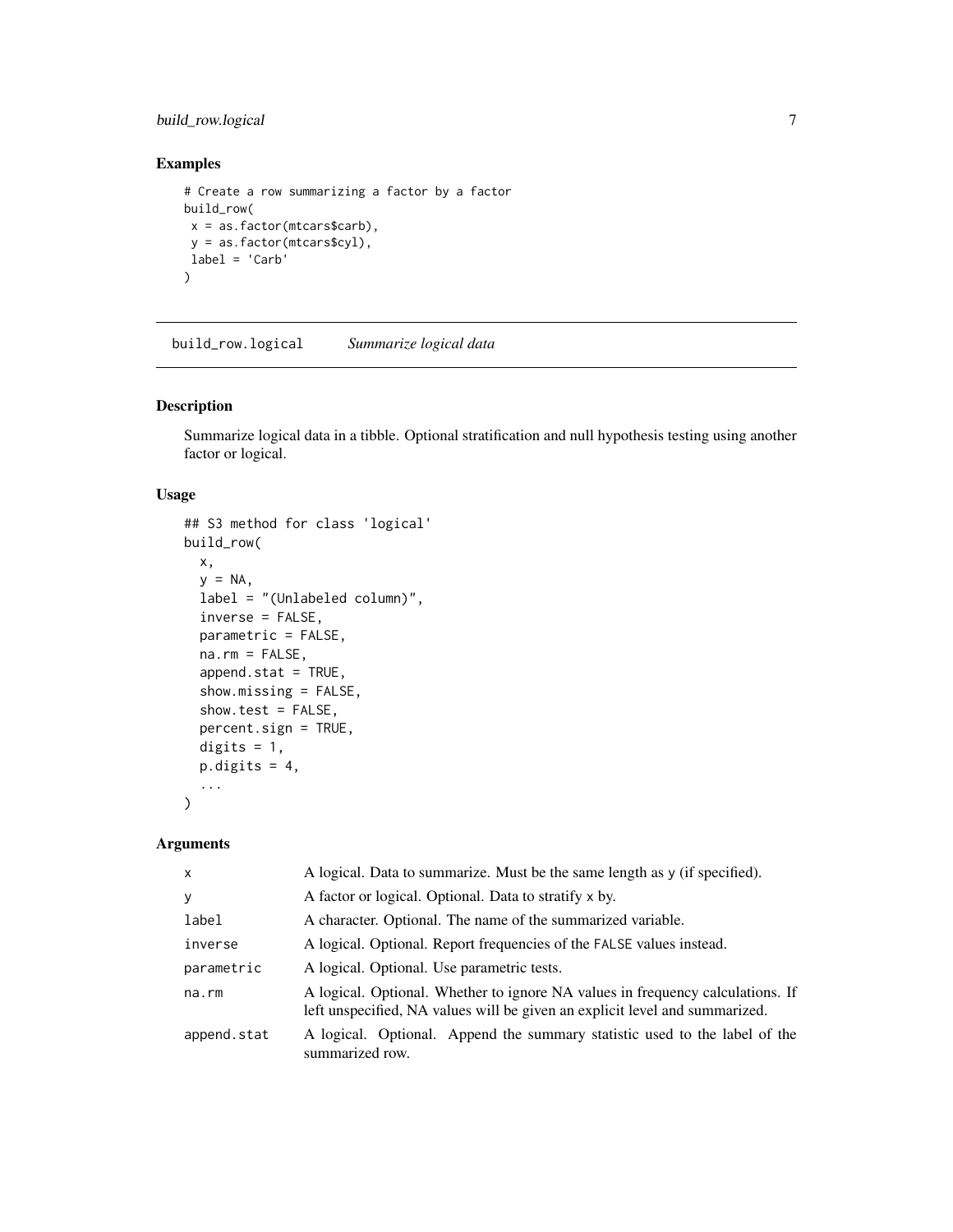### Examples

```
# Create a row summarizing a factor by a factor
build_row(
 x = as.factor(mtcars$carb),
 y = as.factor(mtcars$cyl),
 label = 'Carb'
)
```

## build_row.logical    *Summarize logical data*

### Description

Summarize logical data in a tibble. Optional stratification and null hypothesis testing using another factor or logical.

### Usage

```
## S3 method for class 'logical'
build_row(
  x,
  y = NA,
  label = "(Unlabeled column)",
  inverse = FALSE,
  parametric = FALSE,
  na.rm = FALSE,
  append.stat = TRUE,
  show.missing = FALSE,
  show.test = FALSE,
  percent.sign = TRUE,
  digits = 1,
  p.digits = 4,
  ...
)
```

### Arguments

| | |
|---|---|
| `x` | A logical. Data to summarize. Must be the same length as `y` (if specified). |
| `y` | A factor or logical. Optional. Data to stratify `x` by. |
| `label` | A character. Optional. The name of the summarized variable. |
| `inverse` | A logical. Optional. Report frequencies of the `FALSE` values instead. |
| `parametric` | A logical. Optional. Use parametric tests. |
| `na.rm` | A logical. Optional. Whether to ignore NA values in frequency calculations. If left unspecified, NA values will be given an explicit level and summarized. |
| `append.stat` | A logical. Optional. Append the summary statistic used to the label of the summarized row. |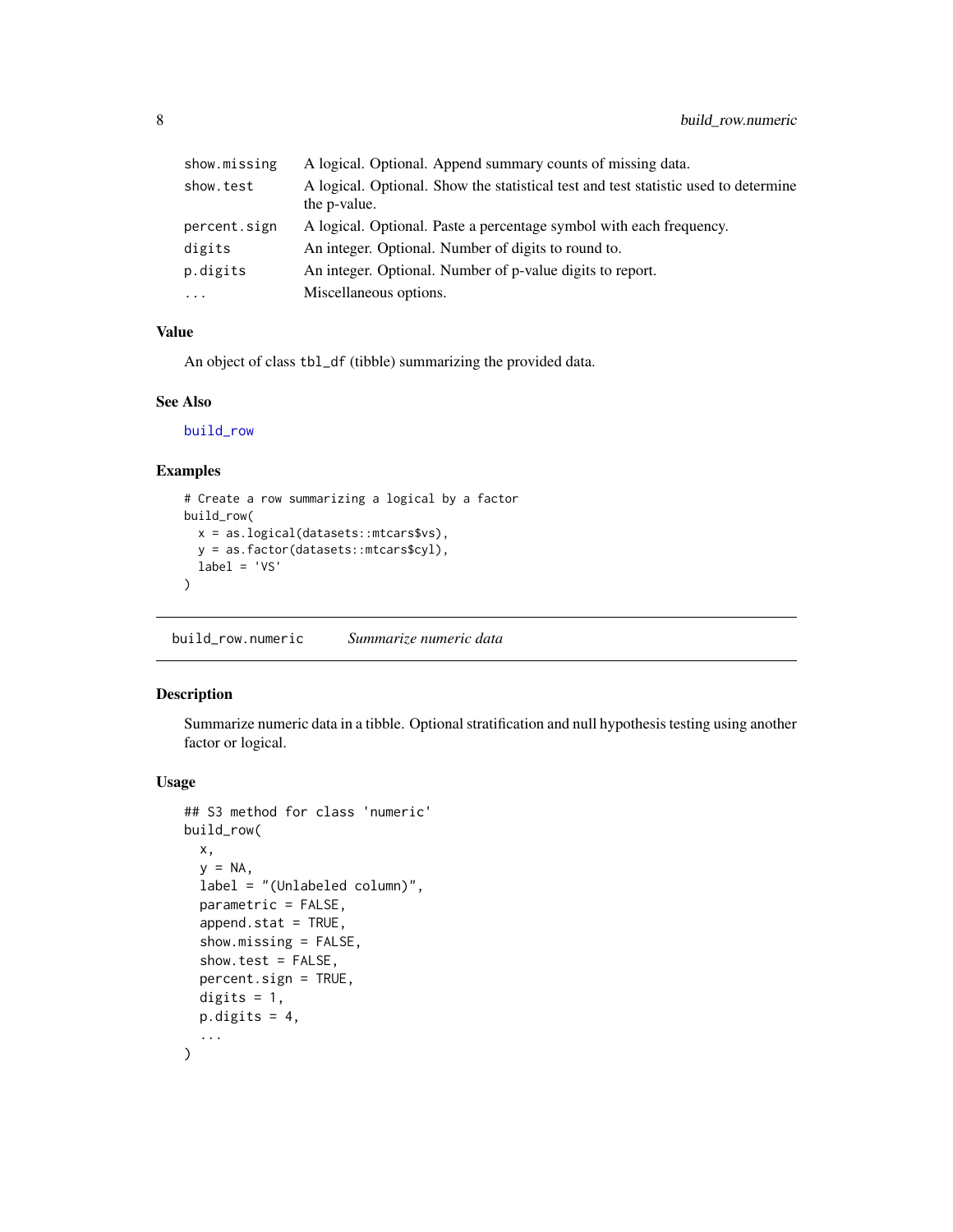| | |
|---|---|
| show.missing | A logical. Optional. Append summary counts of missing data. |
| show.test | A logical. Optional. Show the statistical test and test statistic used to determine the p-value. |
| percent.sign | A logical. Optional. Paste a percentage symbol with each frequency. |
| digits | An integer. Optional. Number of digits to round to. |
| p.digits | An integer. Optional. Number of p-value digits to report. |
| ... | Miscellaneous options. |

### Value

An object of class `tbl_df` (tibble) summarizing the provided data.

### See Also

build_row

### Examples

```
# Create a row summarizing a logical by a factor
build_row(
  x = as.logical(datasets::mtcars$vs),
  y = as.factor(datasets::mtcars$cyl),
  label = 'VS'
)
```

---

## build_row.numeric *Summarize numeric data*

### Description

Summarize numeric data in a tibble. Optional stratification and null hypothesis testing using another factor or logical.

### Usage

```
## S3 method for class 'numeric'
build_row(
  x,
  y = NA,
  label = "(Unlabeled column)",
  parametric = FALSE,
  append.stat = TRUE,
  show.missing = FALSE,
  show.test = FALSE,
  percent.sign = TRUE,
  digits = 1,
  p.digits = 4,
  ...
)
```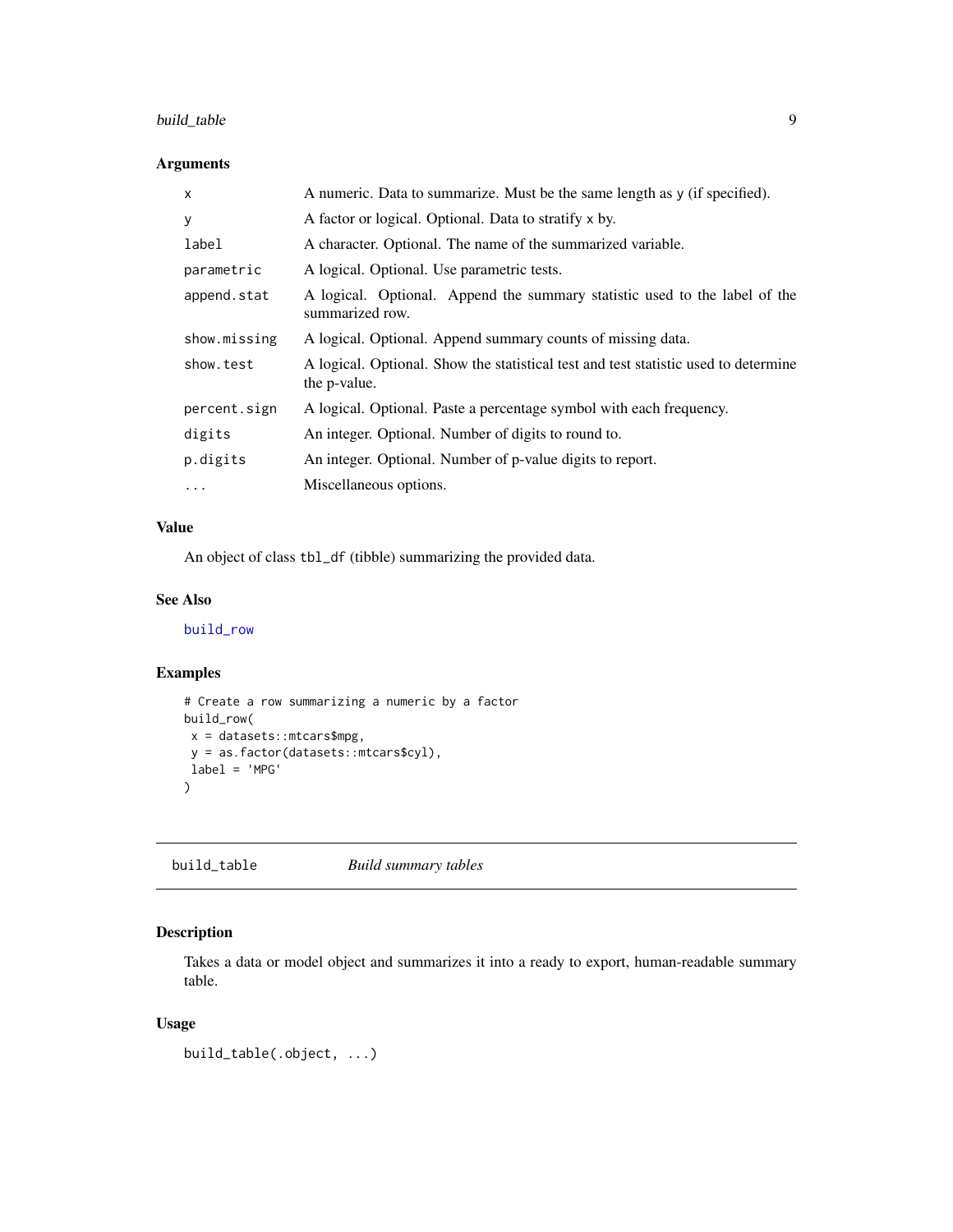## Arguments

| | |
|---|---|
| x | A numeric. Data to summarize. Must be the same length as y (if specified). |
| y | A factor or logical. Optional. Data to stratify x by. |
| label | A character. Optional. The name of the summarized variable. |
| parametric | A logical. Optional. Use parametric tests. |
| append.stat | A logical. Optional. Append the summary statistic used to the label of the summarized row. |
| show.missing | A logical. Optional. Append summary counts of missing data. |
| show.test | A logical. Optional. Show the statistical test and test statistic used to determine the p-value. |
| percent.sign | A logical. Optional. Paste a percentage symbol with each frequency. |
| digits | An integer. Optional. Number of digits to round to. |
| p.digits | An integer. Optional. Number of p-value digits to report. |
| ... | Miscellaneous options. |

## Value

An object of class `tbl_df` (tibble) summarizing the provided data.

## See Also

build_row

## Examples

```
# Create a row summarizing a numeric by a factor
build_row(
 x = datasets::mtcars$mpg,
 y = as.factor(datasets::mtcars$cyl),
 label = 'MPG'
)
```

---

# build_table *Build summary tables*

## Description

Takes a data or model object and summarizes it into a ready to export, human-readable summary table.

## Usage

```
build_table(.object, ...)
```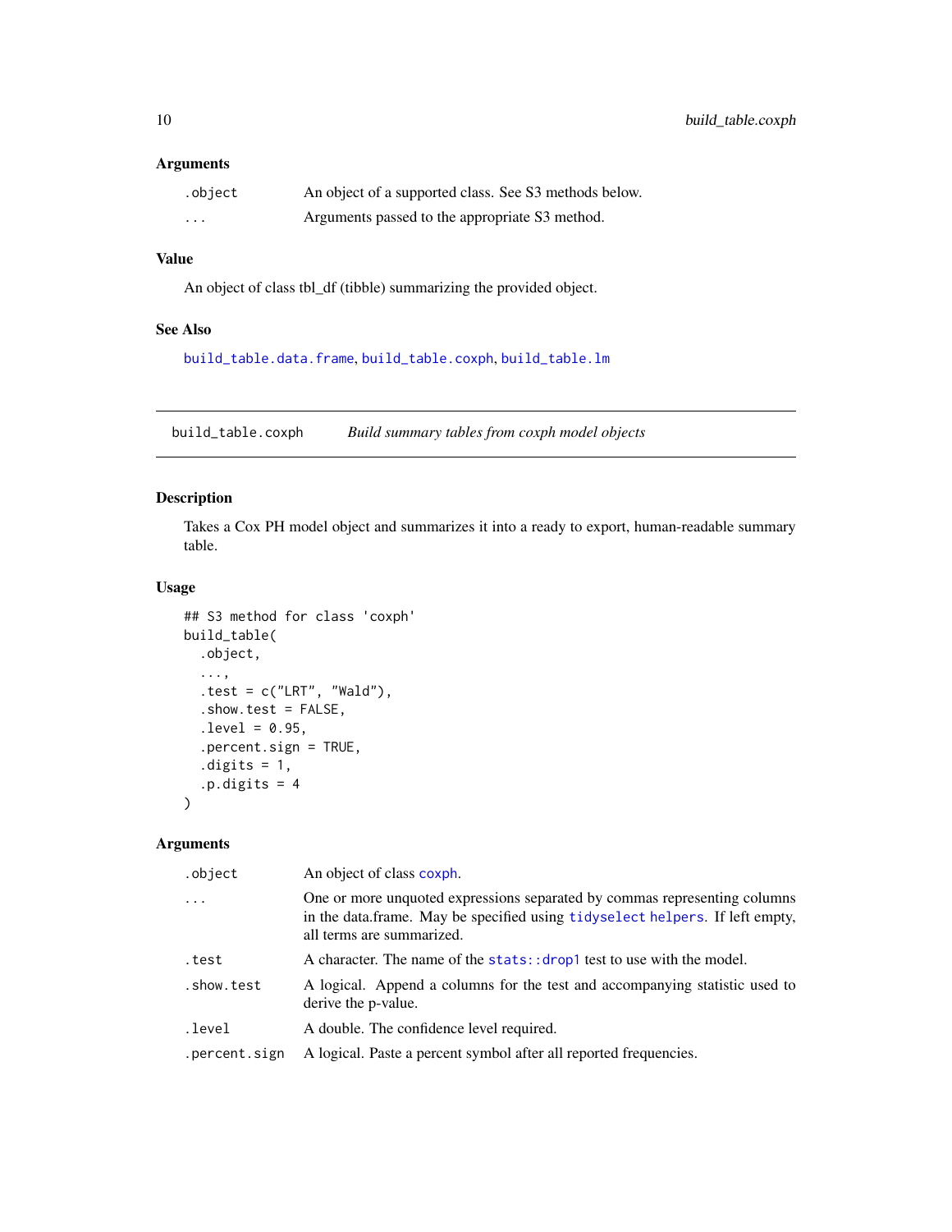### Arguments

| | |
|---|---|
| `.object` | An object of a supported class. See S3 methods below. |
| `...` | Arguments passed to the appropriate S3 method. |

### Value

An object of class tbl_df (tibble) summarizing the provided object.

### See Also

`build_table.data.frame`, `build_table.coxph`, `build_table.lm`

---

## build_table.coxph — *Build summary tables from coxph model objects*

### Description

Takes a Cox PH model object and summarizes it into a ready to export, human-readable summary table.

### Usage

```
## S3 method for class 'coxph'
build_table(
  .object,
  ...,
  .test = c("LRT", "Wald"),
  .show.test = FALSE,
  .level = 0.95,
  .percent.sign = TRUE,
  .digits = 1,
  .p.digits = 4
)
```

### Arguments

| | |
|---|---|
| `.object` | An object of class `coxph`. |
| `...` | One or more unquoted expressions separated by commas representing columns in the data.frame. May be specified using `tidyselect helpers`. If left empty, all terms are summarized. |
| `.test` | A character. The name of the `stats::drop1` test to use with the model. |
| `.show.test` | A logical. Append a columns for the test and accompanying statistic used to derive the p-value. |
| `.level` | A double. The confidence level required. |
| `.percent.sign` | A logical. Paste a percent symbol after all reported frequencies. |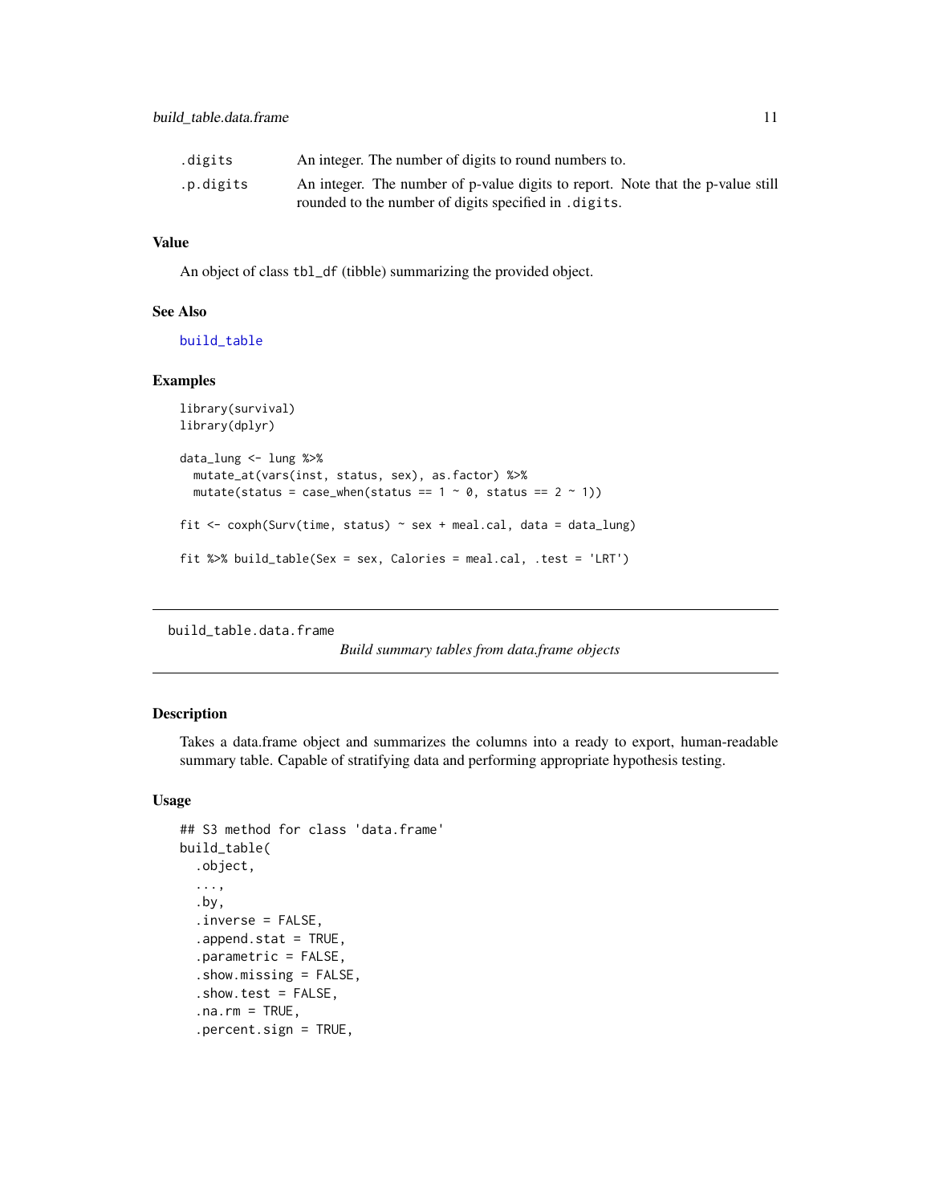| | |
|---|---|
| .digits | An integer. The number of digits to round numbers to. |
| .p.digits | An integer. The number of p-value digits to report. Note that the p-value still rounded to the number of digits specified in .digits. |

### Value

An object of class tbl_df (tibble) summarizing the provided object.

### See Also

build_table

### Examples

```
library(survival)
library(dplyr)

data_lung <- lung %>%
  mutate_at(vars(inst, status, sex), as.factor) %>%
  mutate(status = case_when(status == 1 ~ 0, status == 2 ~ 1))

fit <- coxph(Surv(time, status) ~ sex + meal.cal, data = data_lung)

fit %>% build_table(Sex = sex, Calories = meal.cal, .test = 'LRT')
```

---

## build_table.data.frame

*Build summary tables from data.frame objects*

---

### Description

Takes a data.frame object and summarizes the columns into a ready to export, human-readable summary table. Capable of stratifying data and performing appropriate hypothesis testing.

### Usage

```
## S3 method for class 'data.frame'
build_table(
  .object,
  ...,
  .by,
  .inverse = FALSE,
  .append.stat = TRUE,
  .parametric = FALSE,
  .show.missing = FALSE,
  .show.test = FALSE,
  .na.rm = TRUE,
  .percent.sign = TRUE,
```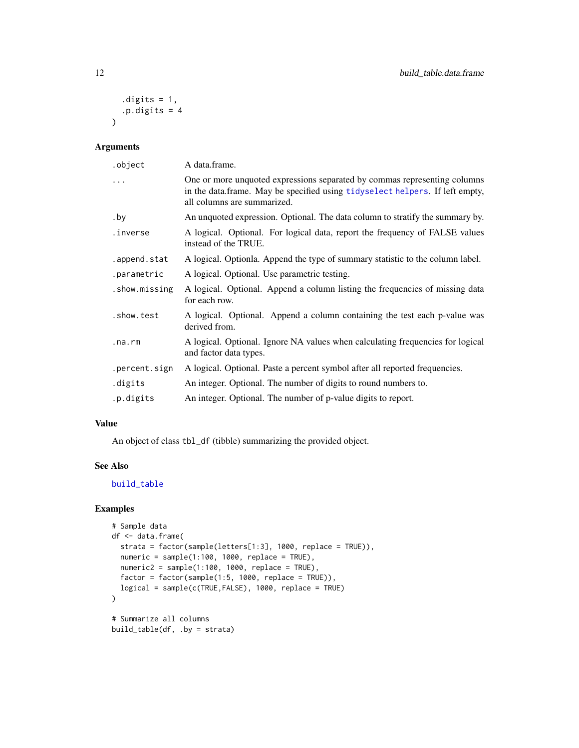```
  .digits = 1,
  .p.digits = 4
)
```

## Arguments

| | |
|---|---|
| `.object` | A data.frame. |
| `...` | One or more unquoted expressions separated by commas representing columns in the data.frame. May be specified using `tidyselect helpers`. If left empty, all columns are summarized. |
| `.by` | An unquoted expression. Optional. The data column to stratify the summary by. |
| `.inverse` | A logical. Optional. For logical data, report the frequency of FALSE values instead of the TRUE. |
| `.append.stat` | A logical. Optionla. Append the type of summary statistic to the column label. |
| `.parametric` | A logical. Optional. Use parametric testing. |
| `.show.missing` | A logical. Optional. Append a column listing the frequencies of missing data for each row. |
| `.show.test` | A logical. Optional. Append a column containing the test each p-value was derived from. |
| `.na.rm` | A logical. Optional. Ignore NA values when calculating frequencies for logical and factor data types. |
| `.percent.sign` | A logical. Optional. Paste a percent symbol after all reported frequencies. |
| `.digits` | An integer. Optional. The number of digits to round numbers to. |
| `.p.digits` | An integer. Optional. The number of p-value digits to report. |

## Value

An object of class `tbl_df` (tibble) summarizing the provided object.

## See Also

`build_table`

## Examples

```
# Sample data
df <- data.frame(
  strata = factor(sample(letters[1:3], 1000, replace = TRUE)),
  numeric = sample(1:100, 1000, replace = TRUE),
  numeric2 = sample(1:100, 1000, replace = TRUE),
  factor = factor(sample(1:5, 1000, replace = TRUE)),
  logical = sample(c(TRUE,FALSE), 1000, replace = TRUE)
)

# Summarize all columns
build_table(df, .by = strata)
```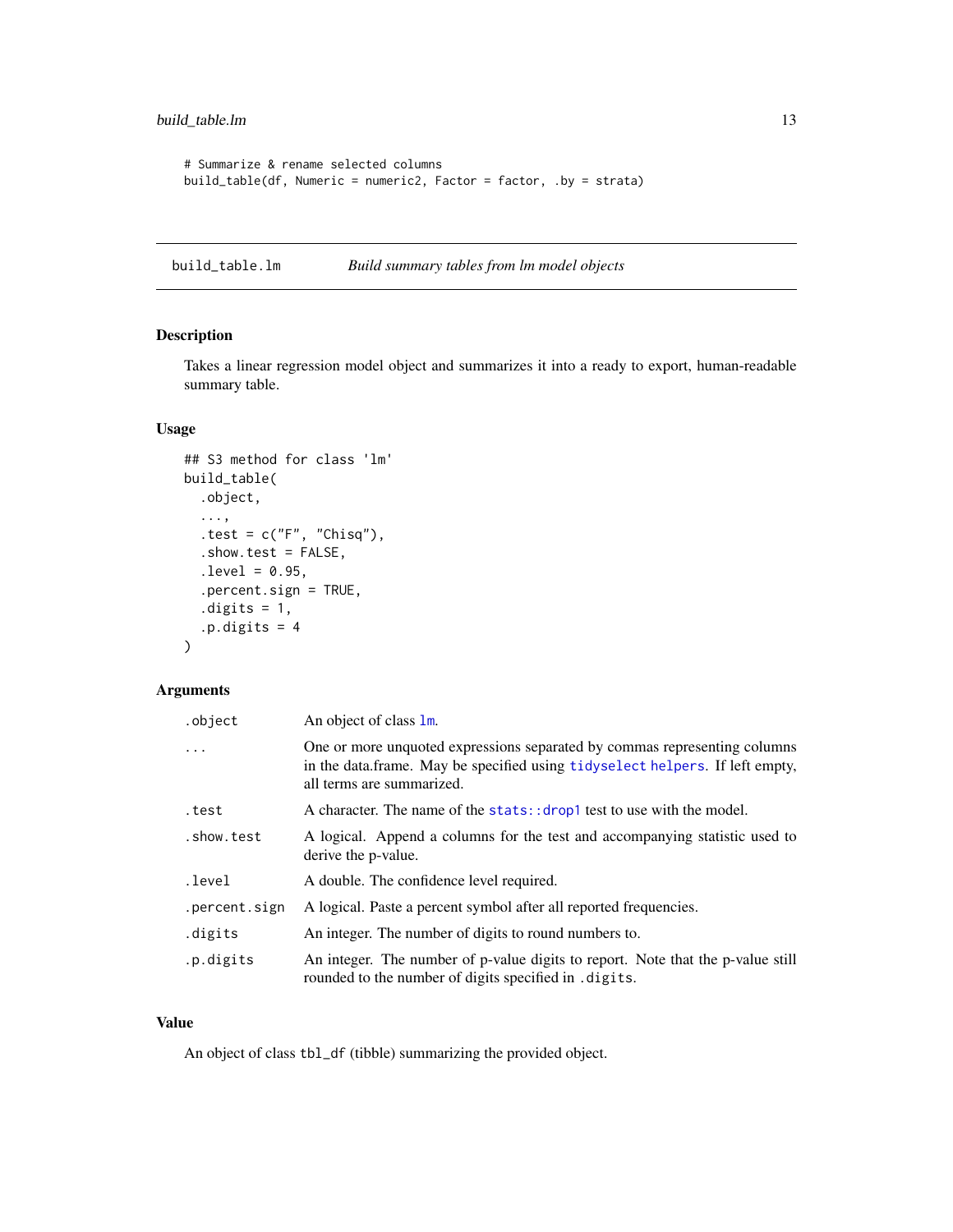```
# Summarize & rename selected columns
build_table(df, Numeric = numeric2, Factor = factor, .by = strata)
```

## build_table.lm — *Build summary tables from lm model objects*

### Description

Takes a linear regression model object and summarizes it into a ready to export, human-readable summary table.

### Usage

```
## S3 method for class 'lm'
build_table(
  .object,
  ...,
  .test = c("F", "Chisq"),
  .show.test = FALSE,
  .level = 0.95,
  .percent.sign = TRUE,
  .digits = 1,
  .p.digits = 4
)
```

### Arguments

| Argument | Description |
|---|---|
| `.object` | An object of class `lm`. |
| `...` | One or more unquoted expressions separated by commas representing columns in the data.frame. May be specified using `tidyselect` helpers. If left empty, all terms are summarized. |
| `.test` | A character. The name of the `stats::drop1` test to use with the model. |
| `.show.test` | A logical. Append a columns for the test and accompanying statistic used to derive the p-value. |
| `.level` | A double. The confidence level required. |
| `.percent.sign` | A logical. Paste a percent symbol after all reported frequencies. |
| `.digits` | An integer. The number of digits to round numbers to. |
| `.p.digits` | An integer. The number of p-value digits to report. Note that the p-value still rounded to the number of digits specified in `.digits`. |

### Value

An object of class `tbl_df` (tibble) summarizing the provided object.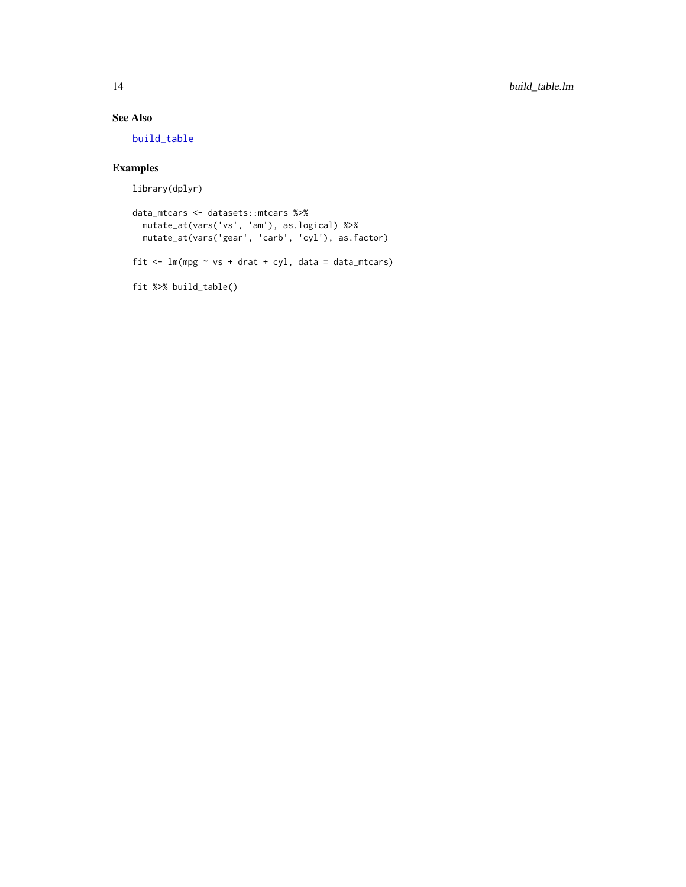## See Also

build_table

## Examples

```
library(dplyr)

data_mtcars <- datasets::mtcars %>%
  mutate_at(vars('vs', 'am'), as.logical) %>%
  mutate_at(vars('gear', 'carb', 'cyl'), as.factor)

fit <- lm(mpg ~ vs + drat + cyl, data = data_mtcars)

fit %>% build_table()
```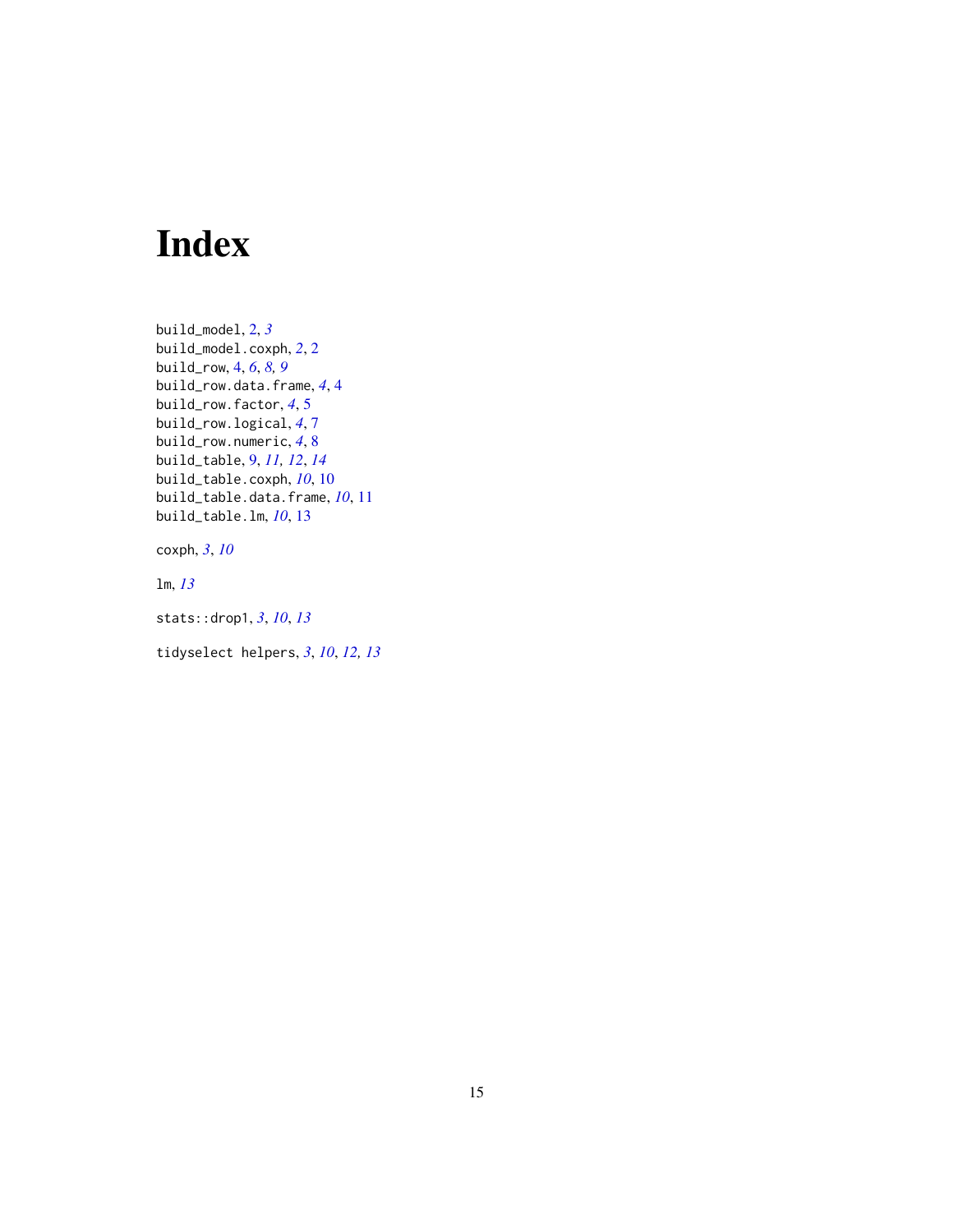# Index

build_model, 2, *3*
build_model.coxph, *2*, 2
build_row, 4, *6*, *8, 9*
build_row.data.frame, *4*, 4
build_row.factor, *4*, 5
build_row.logical, *4*, 7
build_row.numeric, *4*, 8
build_table, 9, *11, 12*, *14*
build_table.coxph, *10*, 10
build_table.data.frame, *10*, 11
build_table.lm, *10*, 13

coxph, *3*, *10*

lm, *13*

stats::drop1, *3*, *10*, *13*

tidyselect helpers, *3*, *10*, *12, 13*